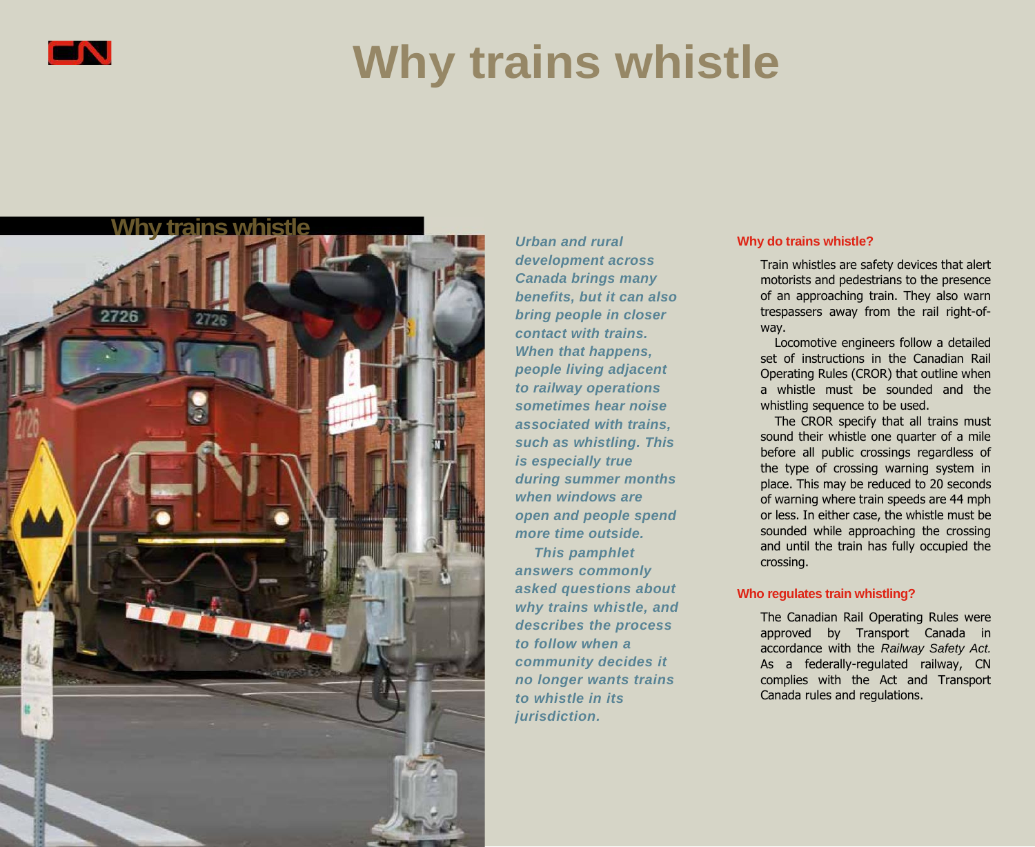# Why trains whistle

*Urban and rural development across Canada brings many benefits, but it can also bring people in closer contact with trains. When that happens, people living adjacent to railway operations sometimes hear noise associated with trains, such as whistling. This is especially true during summer months when windows are open and people spend more time outside.*

*This pamphlet answers commonly asked questions about why trains whistle, and describes the process to follow when a community decides it no longer wants trains to whistle in its jurisdiction.*

### Why do trains whistle?

Train whistles are safety devices that alert motorists and pedestrians to the presence of an approaching train. They also warn trespassers away from the rail right-of-way.

Locomotive engineers follow a detailed set of instructions in the Canadian Rail Operating Rules (CROR) that outline when a whistle must be sounded and the whistling sequence to be used.

The CROR specify that all trains must sound their whistle one quarter of a mile before all public crossings regardless of the type of crossing warning system in place. This may be reduced to 20 seconds of warning where train speeds are 44 mph or less. In either case, the whistle must be sounded while approaching the crossing and until the train has fully occupied the crossing.

### Who regulates train whistling?

The Canadian Rail Operating Rules were approved by Transport Canada in accordance with the *Railway Safety Act.* As a federally-regulated railway, CN complies with the Act and Transport Canada rules and regulations.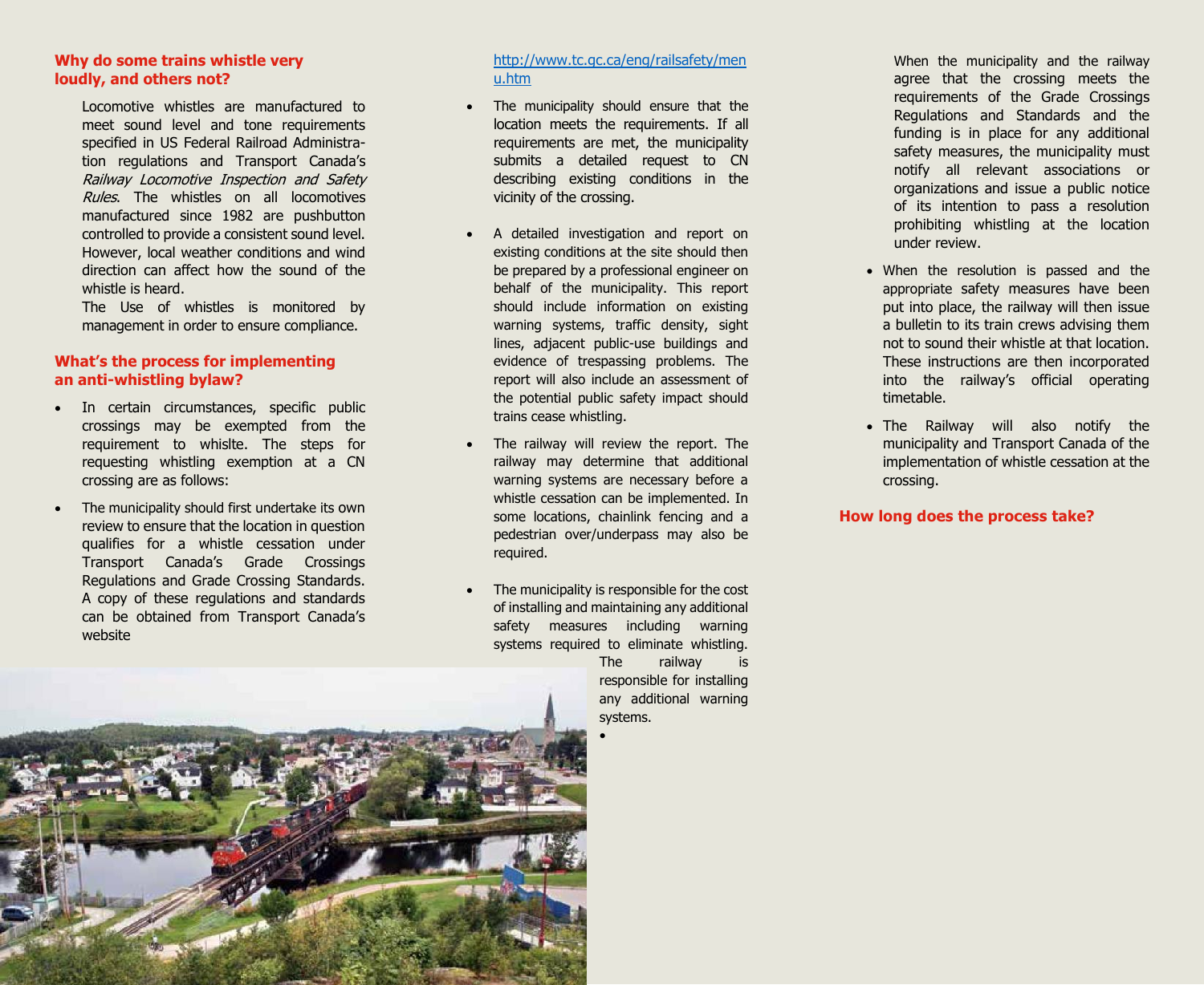## Why do some trains whistle very loudly, and others not?

Locomotive whistles are manufactured to meet sound level and tone requirements specified in US Federal Railroad Administration regulations and Transport Canada's *Railway Locomotive Inspection and Safety Rules*. The whistles on all locomotives manufactured since 1982 are pushbutton controlled to provide a consistent sound level. However, local weather conditions and wind direction can affect how the sound of the whistle is heard.

The Use of whistles is monitored by management in order to ensure compliance.

## What's the process for implementing an anti-whistling bylaw?

- In certain circumstances, specific public crossings may be exempted from the requirement to whislte. The steps for requesting whistling exemption at a CN crossing are as follows:
- The municipality should first undertake its own review to ensure that the location in question qualifies for a whistle cessation under Transport Canada's Grade Crossings Regulations and Grade Crossing Standards. A copy of these regulations and standards can be obtained from Transport Canada's website http://www.tc.gc.ca/eng/railsafety/menu.htm
- The municipality should ensure that the location meets the requirements. If all requirements are met, the municipality submits a detailed request to CN describing existing conditions in the vicinity of the crossing.
- A detailed investigation and report on existing conditions at the site should then be prepared by a professional engineer on behalf of the municipality. This report should include information on existing warning systems, traffic density, sight lines, adjacent public-use buildings and evidence of trespassing problems. The report will also include an assessment of the potential public safety impact should trains cease whistling.
- The railway will review the report. The railway may determine that additional warning systems are necessary before a whistle cessation can be implemented. In some locations, chainlink fencing and a pedestrian over/underpass may also be required.
- The municipality is responsible for the cost of installing and maintaining any additional safety measures including warning systems required to eliminate whistling. The railway is responsible for installing any additional warning systems.
- When the municipality and the railway agree that the crossing meets the requirements of the Grade Crossings Regulations and Standards and the funding is in place for any additional safety measures, the municipality must notify all relevant associations or organizations and issue a public notice of its intention to pass a resolution prohibiting whistling at the location under review.
- When the resolution is passed and the appropriate safety measures have been put into place, the railway will then issue a bulletin to its train crews advising them not to sound their whistle at that location. These instructions are then incorporated into the railway's official operating timetable.
- The Railway will also notify the municipality and Transport Canada of the implementation of whistle cessation at the crossing.

## How long does the process take?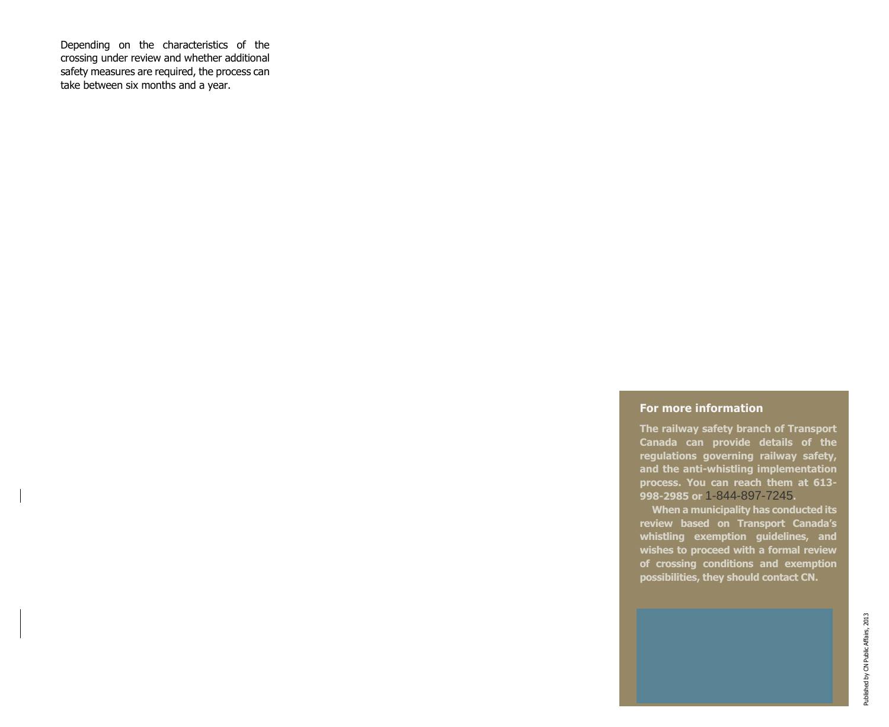Depending on the characteristics of the crossing under review and whether additional safety measures are required, the process can take between six months and a year.

## For more information

**The railway safety branch of Transport Canada can provide details of the regulations governing railway safety, and the anti-whistling implementation process. You can reach them at 613-998-2985 or** 1-844-897-7245.

**When a municipality has conducted its review based on Transport Canada's whistling exemption guidelines, and wishes to proceed with a formal review of crossing conditions and exemption possibilities, they should contact CN.**

Published by CN Public Affairs, 2013